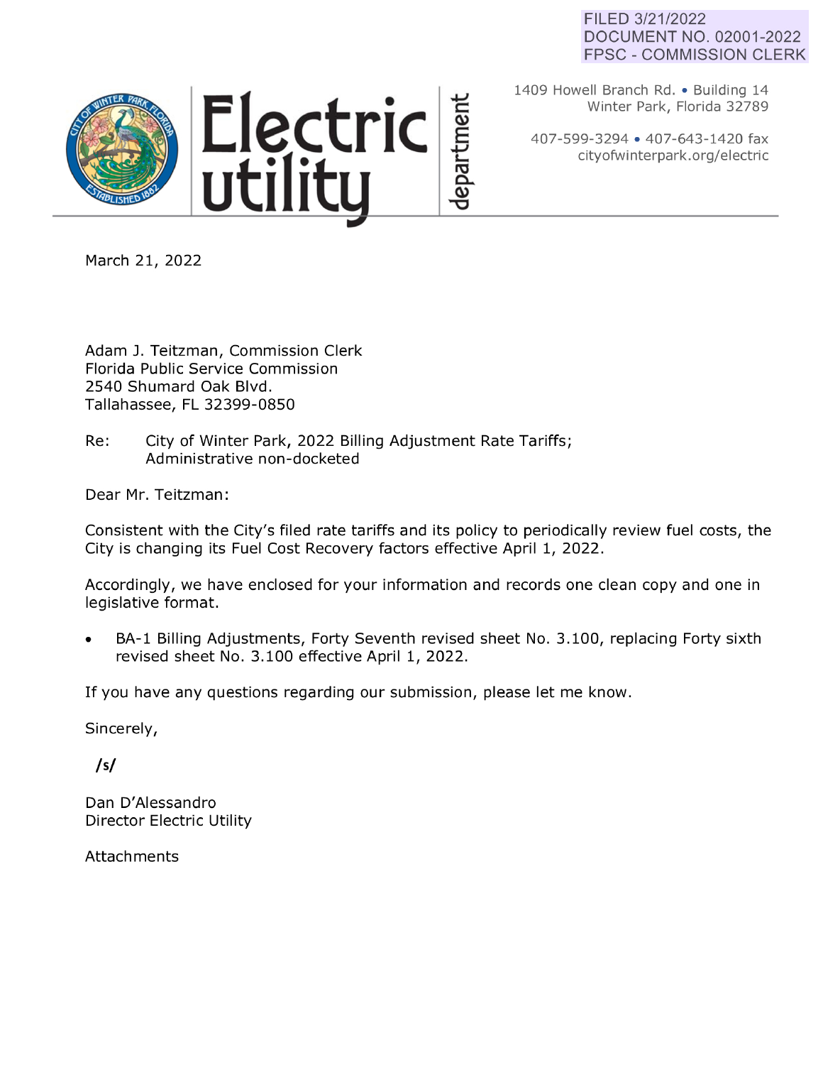FILED 3/21/2022
DOCUMENT NO. 02001-2022
FPSC - COMMISSION CLERK

**Electric utility** department

1409 Howell Branch Rd. • Building 14
Winter Park, Florida 32789

407-599-3294 • 407-643-1420 fax
cityofwinterpark.org/electric

March 21, 2022

Adam J. Teitzman, Commission Clerk
Florida Public Service Commission
2540 Shumard Oak Blvd.
Tallahassee, FL 32399-0850

Re: City of Winter Park, 2022 Billing Adjustment Rate Tariffs; Administrative non-docketed

Dear Mr. Teitzman:

Consistent with the City's filed rate tariffs and its policy to periodically review fuel costs, the City is changing its Fuel Cost Recovery factors effective April 1, 2022.

Accordingly, we have enclosed for your information and records one clean copy and one in legislative format.

- BA-1 Billing Adjustments, Forty Seventh revised sheet No. 3.100, replacing Forty sixth revised sheet No. 3.100 effective April 1, 2022.

If you have any questions regarding our submission, please let me know.

Sincerely,

/s/

Dan D'Alessandro
Director Electric Utility

Attachments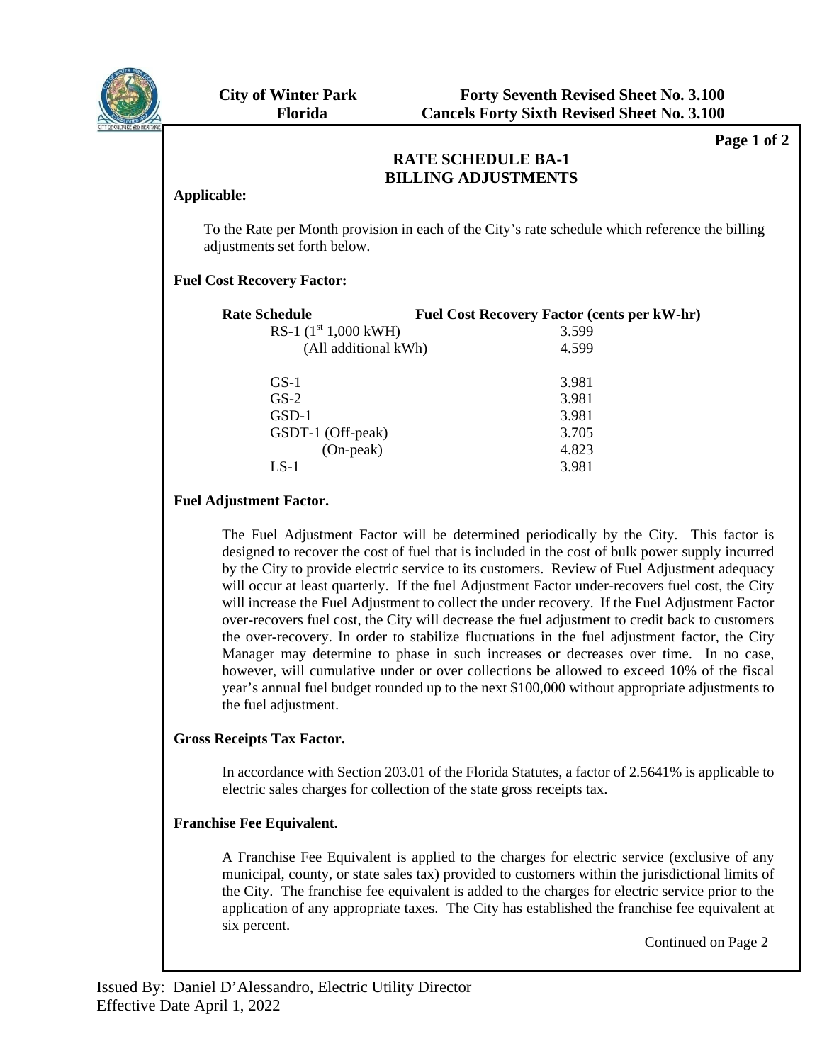City of Winter Park
Florida

Forty Seventh Revised Sheet No. 3.100
Cancels Forty Sixth Revised Sheet No. 3.100

## RATE SCHEDULE BA-1
## BILLING ADJUSTMENTS

**Applicable:**

To the Rate per Month provision in each of the City's rate schedule which reference the billing adjustments set forth below.

**Fuel Cost Recovery Factor:**

| Rate Schedule | Fuel Cost Recovery Factor (cents per kW-hr) |
|---|---|
| RS-1 (1st 1,000 kWH) | 3.599 |
| (All additional kWh) | 4.599 |
| GS-1 | 3.981 |
| GS-2 | 3.981 |
| GSD-1 | 3.981 |
| GSDT-1 (Off-peak) | 3.705 |
| (On-peak) | 4.823 |
| LS-1 | 3.981 |

**Fuel Adjustment Factor.**

The Fuel Adjustment Factor will be determined periodically by the City. This factor is designed to recover the cost of fuel that is included in the cost of bulk power supply incurred by the City to provide electric service to its customers. Review of Fuel Adjustment adequacy will occur at least quarterly. If the fuel Adjustment Factor under-recovers fuel cost, the City will increase the Fuel Adjustment to collect the under recovery. If the Fuel Adjustment Factor over-recovers fuel cost, the City will decrease the fuel adjustment to credit back to customers the over-recovery. In order to stabilize fluctuations in the fuel adjustment factor, the City Manager may determine to phase in such increases or decreases over time. In no case, however, will cumulative under or over collections be allowed to exceed 10% of the fiscal year's annual fuel budget rounded up to the next $100,000 without appropriate adjustments to the fuel adjustment.

**Gross Receipts Tax Factor.**

In accordance with Section 203.01 of the Florida Statutes, a factor of 2.5641% is applicable to electric sales charges for collection of the state gross receipts tax.

**Franchise Fee Equivalent.**

A Franchise Fee Equivalent is applied to the charges for electric service (exclusive of any municipal, county, or state sales tax) provided to customers within the jurisdictional limits of the City. The franchise fee equivalent is added to the charges for electric service prior to the application of any appropriate taxes. The City has established the franchise fee equivalent at six percent.

Continued on Page 2

Issued By: Daniel D'Alessandro, Electric Utility Director
Effective Date April 1, 2022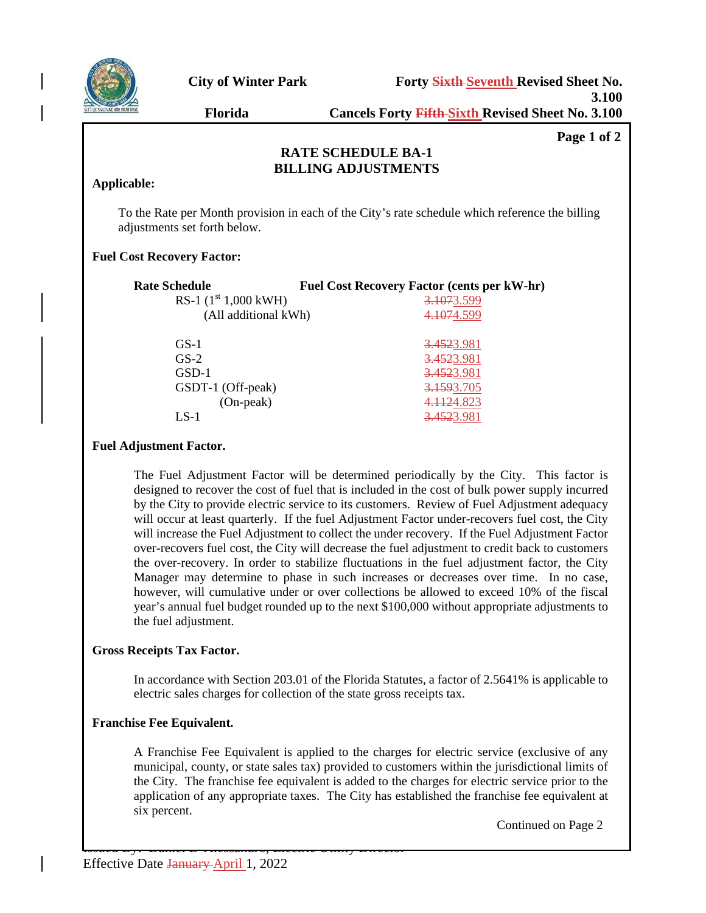City of Winter Park

Florida

Forty ~~Sixth~~ Seventh Revised Sheet No. 3.100

Cancels Forty ~~Fifth~~ Sixth Revised Sheet No. 3.100

Page 1 of 2

## RATE SCHEDULE BA-1
## BILLING ADJUSTMENTS

**Applicable:**

To the Rate per Month provision in each of the City's rate schedule which reference the billing adjustments set forth below.

**Fuel Cost Recovery Factor:**

| Rate Schedule | Fuel Cost Recovery Factor (cents per kW-hr) |
|---|---|
| RS-1 (1st 1,000 kWH) | ~~3.107~~3.599 |
| (All additional kWh) | ~~4.107~~4.599 |
| GS-1 | ~~3.452~~3.981 |
| GS-2 | ~~3.452~~3.981 |
| GSD-1 | ~~3.452~~3.981 |
| GSDT-1 (Off-peak) | ~~3.159~~3.705 |
| (On-peak) | ~~4.112~~4.823 |
| LS-1 | ~~3.452~~3.981 |

**Fuel Adjustment Factor.**

The Fuel Adjustment Factor will be determined periodically by the City. This factor is designed to recover the cost of fuel that is included in the cost of bulk power supply incurred by the City to provide electric service to its customers. Review of Fuel Adjustment adequacy will occur at least quarterly. If the fuel Adjustment Factor under-recovers fuel cost, the City will increase the Fuel Adjustment to collect the under recovery. If the Fuel Adjustment Factor over-recovers fuel cost, the City will decrease the fuel adjustment to credit back to customers the over-recovery. In order to stabilize fluctuations in the fuel adjustment factor, the City Manager may determine to phase in such increases or decreases over time. In no case, however, will cumulative under or over collections be allowed to exceed 10% of the fiscal year's annual fuel budget rounded up to the next $100,000 without appropriate adjustments to the fuel adjustment.

**Gross Receipts Tax Factor.**

In accordance with Section 203.01 of the Florida Statutes, a factor of 2.5641% is applicable to electric sales charges for collection of the state gross receipts tax.

**Franchise Fee Equivalent.**

A Franchise Fee Equivalent is applied to the charges for electric service (exclusive of any municipal, county, or state sales tax) provided to customers within the jurisdictional limits of the City. The franchise fee equivalent is added to the charges for electric service prior to the application of any appropriate taxes. The City has established the franchise fee equivalent at six percent.

Continued on Page 2

Issued By: Daniel D'Alessandro, Electric Utility Director

Effective Date ~~January~~ April 1, 2022